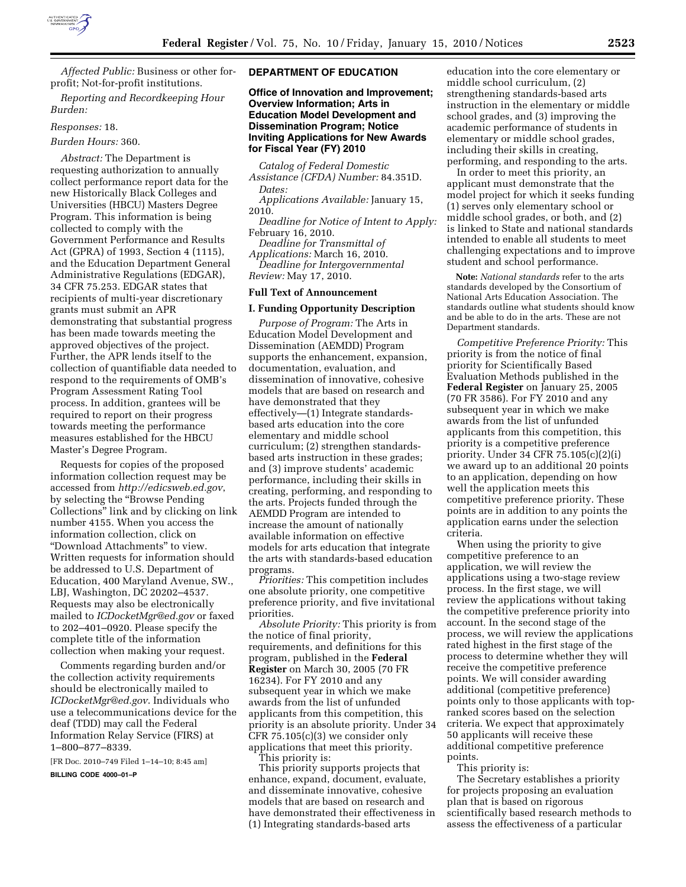*Affected Public:* Business or other for-profit; Not-for-profit institutions.

*Reporting and Recordkeeping Hour Burden:*

*Responses:* 18.

*Burden Hours:* 360.

*Abstract:* The Department is requesting authorization to annually collect performance report data for the new Historically Black Colleges and Universities (HBCU) Masters Degree Program. This information is being collected to comply with the Government Performance and Results Act (GPRA) of 1993, Section 4 (1115), and the Education Department General Administrative Regulations (EDGAR), 34 CFR 75.253. EDGAR states that recipients of multi-year discretionary grants must submit an APR demonstrating that substantial progress has been made towards meeting the approved objectives of the project. Further, the APR lends itself to the collection of quantifiable data needed to respond to the requirements of OMB's Program Assessment Rating Tool process. In addition, grantees will be required to report on their progress towards meeting the performance measures established for the HBCU Master's Degree Program.

Requests for copies of the proposed information collection request may be accessed from *http://edicsweb.ed.gov*, by selecting the "Browse Pending Collections" link and by clicking on link number 4155. When you access the information collection, click on "Download Attachments" to view. Written requests for information should be addressed to U.S. Department of Education, 400 Maryland Avenue, SW., LBJ, Washington, DC 20202–4537. Requests may also be electronically mailed to *ICDocketMgr@ed.gov* or faxed to 202–401–0920. Please specify the complete title of the information collection when making your request.

Comments regarding burden and/or the collection activity requirements should be electronically mailed to *ICDocketMgr@ed.gov*. Individuals who use a telecommunications device for the deaf (TDD) may call the Federal Information Relay Service (FIRS) at 1–800–877–8339.

[FR Doc. 2010–749 Filed 1–14–10; 8:45 am]

**BILLING CODE 4000–01–P**

## DEPARTMENT OF EDUCATION

### Office of Innovation and Improvement; Overview Information; Arts in Education Model Development and Dissemination Program; Notice Inviting Applications for New Awards for Fiscal Year (FY) 2010

*Catalog of Federal Domestic Assistance (CFDA) Number:* 84.351D.

*Dates:*

*Applications Available:* January 15, 2010.

*Deadline for Notice of Intent to Apply:* February 16, 2010.

*Deadline for Transmittal of Applications:* March 16, 2010.

*Deadline for Intergovernmental Review:* May 17, 2010.

### Full Text of Announcement

### I. Funding Opportunity Description

*Purpose of Program:* The Arts in Education Model Development and Dissemination (AEMDD) Program supports the enhancement, expansion, documentation, evaluation, and dissemination of innovative, cohesive models that are based on research and have demonstrated that they effectively—(1) Integrate standards-based arts education into the core elementary and middle school curriculum; (2) strengthen standards-based arts instruction in these grades; and (3) improve students' academic performance, including their skills in creating, performing, and responding to the arts. Projects funded through the AEMDD Program are intended to increase the amount of nationally available information on effective models for arts education that integrate the arts with standards-based education programs.

*Priorities:* This competition includes one absolute priority, one competitive preference priority, and five invitational priorities.

*Absolute Priority:* This priority is from the notice of final priority, requirements, and definitions for this program, published in the **Federal Register** on March 30, 2005 (70 FR 16234). For FY 2010 and any subsequent year in which we make awards from the list of unfunded applicants from this competition, this priority is an absolute priority. Under 34 CFR 75.105(c)(3) we consider only applications that meet this priority.

This priority is:

This priority supports projects that enhance, expand, document, evaluate, and disseminate innovative, cohesive models that are based on research and have demonstrated their effectiveness in (1) Integrating standards-based arts education into the core elementary or middle school curriculum, (2) strengthening standards-based arts instruction in the elementary or middle school grades, and (3) improving the academic performance of students in elementary or middle school grades, including their skills in creating, performing, and responding to the arts.

In order to meet this priority, an applicant must demonstrate that the model project for which it seeks funding (1) serves only elementary school or middle school grades, or both, and (2) is linked to State and national standards intended to enable all students to meet challenging expectations and to improve student and school performance.

**Note:** *National standards* refer to the arts standards developed by the Consortium of National Arts Education Association. The standards outline what students should know and be able to do in the arts. These are not Department standards.

*Competitive Preference Priority:* This priority is from the notice of final priority for Scientifically Based Evaluation Methods published in the **Federal Register** on January 25, 2005 (70 FR 3586). For FY 2010 and any subsequent year in which we make awards from the list of unfunded applicants from this competition, this priority is a competitive preference priority. Under 34 CFR 75.105(c)(2)(i) we award up to an additional 20 points to an application, depending on how well the application meets this competitive preference priority. These points are in addition to any points the application earns under the selection criteria.

When using the priority to give competitive preference to an application, we will review the applications using a two-stage review process. In the first stage, we will review the applications without taking the competitive preference priority into account. In the second stage of the process, we will review the applications rated highest in the first stage of the process to determine whether they will receive the competitive preference points. We will consider awarding additional (competitive preference) points only to those applicants with top-ranked scores based on the selection criteria. We expect that approximately 50 applicants will receive these additional competitive preference points.

This priority is:

The Secretary establishes a priority for projects proposing an evaluation plan that is based on rigorous scientifically based research methods to assess the effectiveness of a particular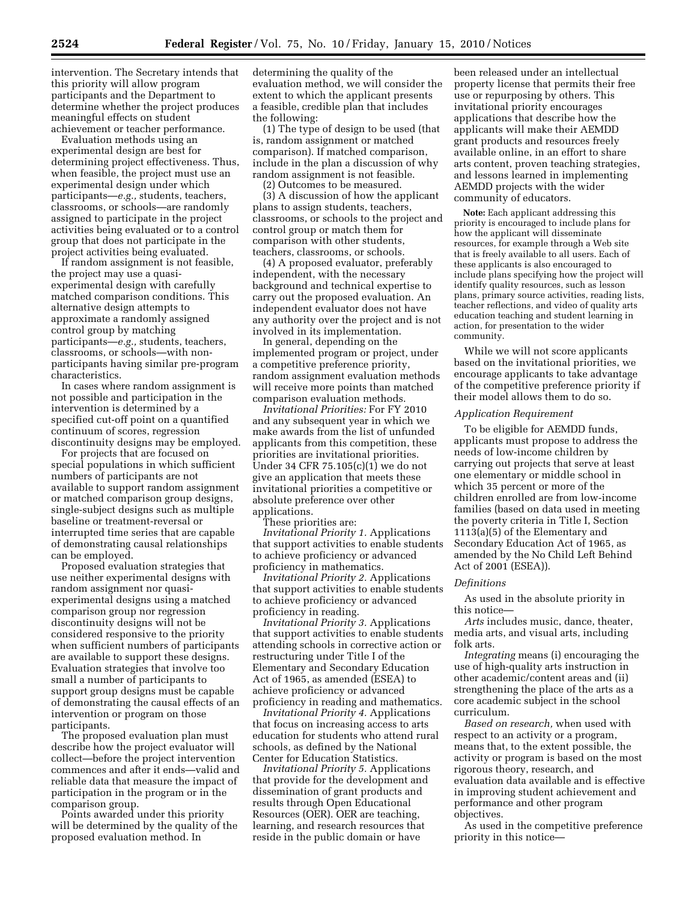intervention. The Secretary intends that this priority will allow program participants and the Department to determine whether the project produces meaningful effects on student achievement or teacher performance.

Evaluation methods using an experimental design are best for determining project effectiveness. Thus, when feasible, the project must use an experimental design under which participants—*e.g.,* students, teachers, classrooms, or schools—are randomly assigned to participate in the project activities being evaluated or to a control group that does not participate in the project activities being evaluated.

If random assignment is not feasible, the project may use a quasi-experimental design with carefully matched comparison conditions. This alternative design attempts to approximate a randomly assigned control group by matching participants—*e.g.,* students, teachers, classrooms, or schools—with non-participants having similar pre-program characteristics.

In cases where random assignment is not possible and participation in the intervention is determined by a specified cut-off point on a quantified continuum of scores, regression discontinuity designs may be employed.

For projects that are focused on special populations in which sufficient numbers of participants are not available to support random assignment or matched comparison group designs, single-subject designs such as multiple baseline or treatment-reversal or interrupted time series that are capable of demonstrating causal relationships can be employed.

Proposed evaluation strategies that use neither experimental designs with random assignment nor quasi-experimental designs using a matched comparison group nor regression discontinuity designs will not be considered responsive to the priority when sufficient numbers of participants are available to support these designs. Evaluation strategies that involve too small a number of participants to support group designs must be capable of demonstrating the causal effects of an intervention or program on those participants.

The proposed evaluation plan must describe how the project evaluator will collect—before the project intervention commences and after it ends—valid and reliable data that measure the impact of participation in the program or in the comparison group.

Points awarded under this priority will be determined by the quality of the proposed evaluation method. In determining the quality of the evaluation method, we will consider the extent to which the applicant presents a feasible, credible plan that includes the following:

(1) The type of design to be used (that is, random assignment or matched comparison). If matched comparison, include in the plan a discussion of why random assignment is not feasible.

(2) Outcomes to be measured.

(3) A discussion of how the applicant plans to assign students, teachers, classrooms, or schools to the project and control group or match them for comparison with other students, teachers, classrooms, or schools.

(4) A proposed evaluator, preferably independent, with the necessary background and technical expertise to carry out the proposed evaluation. An independent evaluator does not have any authority over the project and is not involved in its implementation.

In general, depending on the implemented program or project, under a competitive preference priority, random assignment evaluation methods will receive more points than matched comparison evaluation methods.

*Invitational Priorities:* For FY 2010 and any subsequent year in which we make awards from the list of unfunded applicants from this competition, these priorities are invitational priorities. Under 34 CFR 75.105(c)(1) we do not give an application that meets these invitational priorities a competitive or absolute preference over other applications.

These priorities are:

*Invitational Priority 1.* Applications that support activities to enable students to achieve proficiency or advanced proficiency in mathematics.

*Invitational Priority 2.* Applications that support activities to enable students to achieve proficiency or advanced proficiency in reading.

*Invitational Priority 3.* Applications that support activities to enable students attending schools in corrective action or restructuring under Title I of the Elementary and Secondary Education Act of 1965, as amended (ESEA) to achieve proficiency or advanced proficiency in reading and mathematics.

*Invitational Priority 4.* Applications that focus on increasing access to arts education for students who attend rural schools, as defined by the National Center for Education Statistics.

*Invitational Priority 5.* Applications that provide for the development and dissemination of grant products and results through Open Educational Resources (OER). OER are teaching, learning, and research resources that reside in the public domain or have been released under an intellectual property license that permits their free use or repurposing by others. This invitational priority encourages applications that describe how the applicants will make their AEMDD grant products and resources freely available online, in an effort to share arts content, proven teaching strategies, and lessons learned in implementing AEMDD projects with the wider community of educators.

**Note:** Each applicant addressing this priority is encouraged to include plans for how the applicant will disseminate resources, for example through a Web site that is freely available to all users. Each of these applicants is also encouraged to include plans specifying how the project will identify quality resources, such as lesson plans, primary source activities, reading lists, teacher reflections, and video of quality arts education teaching and student learning in action, for presentation to the wider community.

While we will not score applicants based on the invitational priorities, we encourage applicants to take advantage of the competitive preference priority if their model allows them to do so.

*Application Requirement*

To be eligible for AEMDD funds, applicants must propose to address the needs of low-income children by carrying out projects that serve at least one elementary or middle school in which 35 percent or more of the children enrolled are from low-income families (based on data used in meeting the poverty criteria in Title I, Section 1113(a)(5) of the Elementary and Secondary Education Act of 1965, as amended by the No Child Left Behind Act of 2001 (ESEA)).

*Definitions*

As used in the absolute priority in this notice—

*Arts* includes music, dance, theater, media arts, and visual arts, including folk arts.

*Integrating* means (i) encouraging the use of high-quality arts instruction in other academic/content areas and (ii) strengthening the place of the arts as a core academic subject in the school curriculum.

*Based on research,* when used with respect to an activity or a program, means that, to the extent possible, the activity or program is based on the most rigorous theory, research, and evaluation data available and is effective in improving student achievement and performance and other program objectives.

As used in the competitive preference priority in this notice—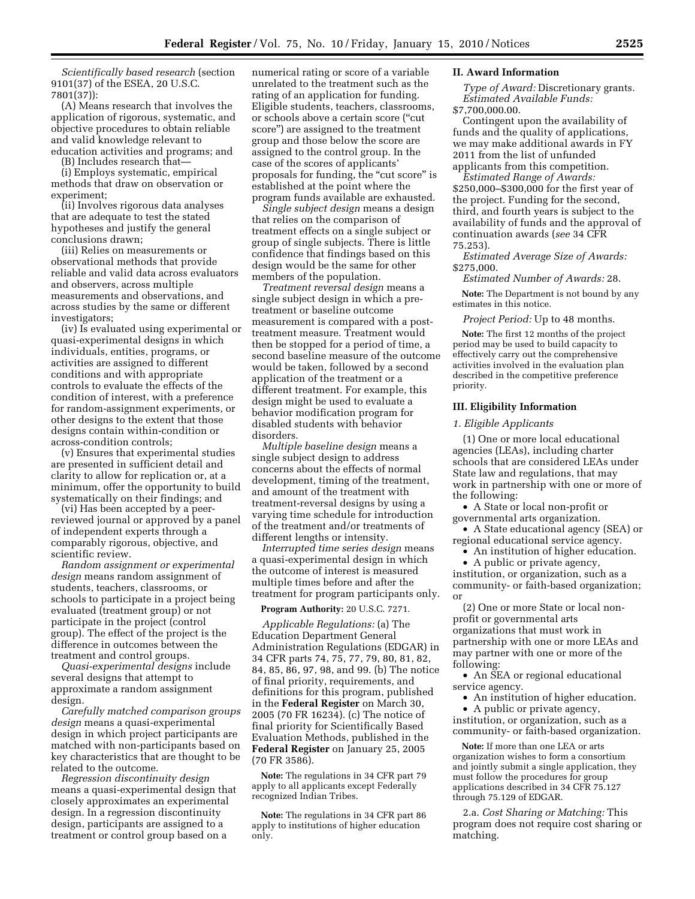*Scientifically based research* (section 9101(37) of the ESEA, 20 U.S.C. 7801(37)):

(A) Means research that involves the application of rigorous, systematic, and objective procedures to obtain reliable and valid knowledge relevant to education activities and programs; and

(B) Includes research that—

(i) Employs systematic, empirical methods that draw on observation or experiment;

(ii) Involves rigorous data analyses that are adequate to test the stated hypotheses and justify the general conclusions drawn;

(iii) Relies on measurements or observational methods that provide reliable and valid data across evaluators and observers, across multiple measurements and observations, and across studies by the same or different investigators;

(iv) Is evaluated using experimental or quasi-experimental designs in which individuals, entities, programs, or activities are assigned to different conditions and with appropriate controls to evaluate the effects of the condition of interest, with a preference for random-assignment experiments, or other designs to the extent that those designs contain within-condition or across-condition controls;

(v) Ensures that experimental studies are presented in sufficient detail and clarity to allow for replication or, at a minimum, offer the opportunity to build systematically on their findings; and

(vi) Has been accepted by a peer-reviewed journal or approved by a panel of independent experts through a comparably rigorous, objective, and scientific review.

*Random assignment or experimental design* means random assignment of students, teachers, classrooms, or schools to participate in a project being evaluated (treatment group) or not participate in the project (control group). The effect of the project is the difference in outcomes between the treatment and control groups.

*Quasi-experimental designs* include several designs that attempt to approximate a random assignment design.

*Carefully matched comparison groups design* means a quasi-experimental design in which project participants are matched with non-participants based on key characteristics that are thought to be related to the outcome.

*Regression discontinuity design* means a quasi-experimental design that closely approximates an experimental design. In a regression discontinuity design, participants are assigned to a treatment or control group based on a numerical rating or score of a variable unrelated to the treatment such as the rating of an application for funding. Eligible students, teachers, classrooms, or schools above a certain score ("cut score") are assigned to the treatment group and those below the score are assigned to the control group. In the case of the scores of applicants' proposals for funding, the "cut score" is established at the point where the program funds available are exhausted.

*Single subject design* means a design that relies on the comparison of treatment effects on a single subject or group of single subjects. There is little confidence that findings based on this design would be the same for other members of the population.

*Treatment reversal design* means a single subject design in which a pre-treatment or baseline outcome measurement is compared with a post-treatment measure. Treatment would then be stopped for a period of time, a second baseline measure of the outcome would be taken, followed by a second application of the treatment or a different treatment. For example, this design might be used to evaluate a behavior modification program for disabled students with behavior disorders.

*Multiple baseline design* means a single subject design to address concerns about the effects of normal development, timing of the treatment, and amount of the treatment with treatment-reversal designs by using a varying time schedule for introduction of the treatment and/or treatments of different lengths or intensity.

*Interrupted time series design* means a quasi-experimental design in which the outcome of interest is measured multiple times before and after the treatment for program participants only.

**Program Authority:** 20 U.S.C. 7271.

*Applicable Regulations:* (a) The Education Department General Administration Regulations (EDGAR) in 34 CFR parts 74, 75, 77, 79, 80, 81, 82, 84, 85, 86, 97, 98, and 99. (b) The notice of final priority, requirements, and definitions for this program, published in the **Federal Register** on March 30, 2005 (70 FR 16234). (c) The notice of final priority for Scientifically Based Evaluation Methods, published in the **Federal Register** on January 25, 2005 (70 FR 3586).

**Note:** The regulations in 34 CFR part 79 apply to all applicants except Federally recognized Indian Tribes.

**Note:** The regulations in 34 CFR part 86 apply to institutions of higher education only.

## II. Award Information

*Type of Award:* Discretionary grants.

*Estimated Available Funds:* $7,700,000.00.

Contingent upon the availability of funds and the quality of applications, we may make additional awards in FY 2011 from the list of unfunded applicants from this competition.

*Estimated Range of Awards:* $250,000–$300,000 for the first year of the project. Funding for the second, third, and fourth years is subject to the availability of funds and the approval of continuation awards (*see* 34 CFR 75.253).

*Estimated Average Size of Awards:* $275,000.

*Estimated Number of Awards:* 28.

**Note:** The Department is not bound by any estimates in this notice.

*Project Period:* Up to 48 months.

**Note:** The first 12 months of the project period may be used to build capacity to effectively carry out the comprehensive activities involved in the evaluation plan described in the competitive preference priority.

## III. Eligibility Information

### *1. Eligible Applicants*

(1) One or more local educational agencies (LEAs), including charter schools that are considered LEAs under State law and regulations, that may work in partnership with one or more of the following:

- A State or local non-profit or governmental arts organization.
- A State educational agency (SEA) or regional educational service agency.
- An institution of higher education.
- A public or private agency, institution, or organization, such as a community- or faith-based organization; or

(2) One or more State or local non-profit or governmental arts organizations that must work in partnership with one or more LEAs and may partner with one or more of the following:

- An SEA or regional educational service agency.
- An institution of higher education.
- A public or private agency, institution, or organization, such as a community- or faith-based organization.

**Note:** If more than one LEA or arts organization wishes to form a consortium and jointly submit a single application, they must follow the procedures for group applications described in 34 CFR 75.127 through 75.129 of EDGAR.

2.a. *Cost Sharing or Matching:* This program does not require cost sharing or matching.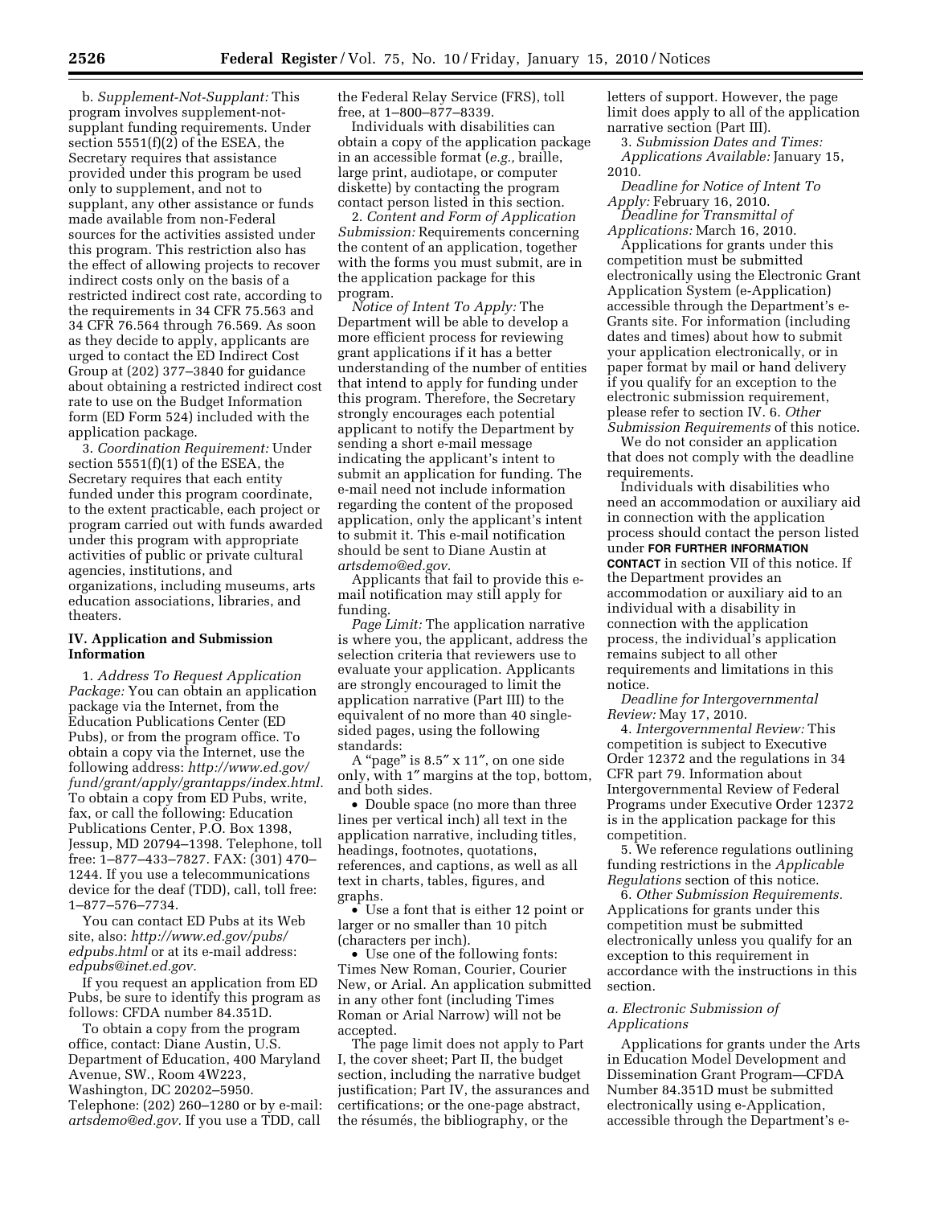b. *Supplement-Not-Supplant:* This program involves supplement-not-supplant funding requirements. Under section 5551(f)(2) of the ESEA, the Secretary requires that assistance provided under this program be used only to supplement, and not to supplant, any other assistance or funds made available from non-Federal sources for the activities assisted under this program. This restriction also has the effect of allowing projects to recover indirect costs only on the basis of a restricted indirect cost rate, according to the requirements in 34 CFR 75.563 and 34 CFR 76.564 through 76.569. As soon as they decide to apply, applicants are urged to contact the ED Indirect Cost Group at (202) 377–3840 for guidance about obtaining a restricted indirect cost rate to use on the Budget Information form (ED Form 524) included with the application package.

3. *Coordination Requirement:* Under section 5551(f)(1) of the ESEA, the Secretary requires that each entity funded under this program coordinate, to the extent practicable, each project or program carried out with funds awarded under this program with appropriate activities of public or private cultural agencies, institutions, and organizations, including museums, arts education associations, libraries, and theaters.

## IV. Application and Submission Information

1. *Address To Request Application Package:* You can obtain an application package via the Internet, from the Education Publications Center (ED Pubs), or from the program office. To obtain a copy via the Internet, use the following address: *http://www.ed.gov/fund/grant/apply/grantapps/index.html.* To obtain a copy from ED Pubs, write, fax, or call the following: Education Publications Center, P.O. Box 1398, Jessup, MD 20794–1398. Telephone, toll free: 1–877–433–7827. FAX: (301) 470–1244. If you use a telecommunications device for the deaf (TDD), call, toll free: 1–877–576–7734.

You can contact ED Pubs at its Web site, also: *http://www.ed.gov/pubs/edpubs.html* or at its e-mail address: *edpubs@inet.ed.gov.*

If you request an application from ED Pubs, be sure to identify this program as follows: CFDA number 84.351D.

To obtain a copy from the program office, contact: Diane Austin, U.S. Department of Education, 400 Maryland Avenue, SW., Room 4W223, Washington, DC 20202–5950. Telephone: (202) 260–1280 or by e-mail: *artsdemo@ed.gov.* If you use a TDD, call the Federal Relay Service (FRS), toll free, at 1–800–877–8339.

Individuals with disabilities can obtain a copy of the application package in an accessible format (*e.g.,* braille, large print, audiotape, or computer diskette) by contacting the program contact person listed in this section.

2. *Content and Form of Application Submission:* Requirements concerning the content of an application, together with the forms you must submit, are in the application package for this program.

*Notice of Intent To Apply:* The Department will be able to develop a more efficient process for reviewing grant applications if it has a better understanding of the number of entities that intend to apply for funding under this program. Therefore, the Secretary strongly encourages each potential applicant to notify the Department by sending a short e-mail message indicating the applicant's intent to submit an application for funding. The e-mail need not include information regarding the content of the proposed application, only the applicant's intent to submit it. This e-mail notification should be sent to Diane Austin at *artsdemo@ed.gov.*

Applicants that fail to provide this e-mail notification may still apply for funding.

*Page Limit:* The application narrative is where you, the applicant, address the selection criteria that reviewers use to evaluate your application. Applicants are strongly encouraged to limit the application narrative (Part III) to the equivalent of no more than 40 single-sided pages, using the following standards:

A "page" is 8.5″ x 11″, on one side only, with 1″ margins at the top, bottom, and both sides.

- Double space (no more than three lines per vertical inch) all text in the application narrative, including titles, headings, footnotes, quotations, references, and captions, as well as all text in charts, tables, figures, and graphs.
- Use a font that is either 12 point or larger or no smaller than 10 pitch (characters per inch).
- Use one of the following fonts: Times New Roman, Courier, Courier New, or Arial. An application submitted in any other font (including Times Roman or Arial Narrow) will not be accepted.

The page limit does not apply to Part I, the cover sheet; Part II, the budget section, including the narrative budget justification; Part IV, the assurances and certifications; or the one-page abstract, the résumés, the bibliography, or the letters of support. However, the page limit does apply to all of the application narrative section (Part III).

3. *Submission Dates and Times:*

*Applications Available:* January 15, 2010.

*Deadline for Notice of Intent To Apply:* February 16, 2010.

*Deadline for Transmittal of Applications:* March 16, 2010.

Applications for grants under this competition must be submitted electronically using the Electronic Grant Application System (e-Application) accessible through the Department's e-Grants site. For information (including dates and times) about how to submit your application electronically, or in paper format by mail or hand delivery if you qualify for an exception to the electronic submission requirement, please refer to section IV. 6. *Other Submission Requirements* of this notice.

We do not consider an application that does not comply with the deadline requirements.

Individuals with disabilities who need an accommodation or auxiliary aid in connection with the application process should contact the person listed under **FOR FURTHER INFORMATION CONTACT** in section VII of this notice. If the Department provides an accommodation or auxiliary aid to an individual with a disability in connection with the application process, the individual's application remains subject to all other requirements and limitations in this notice.

*Deadline for Intergovernmental Review:* May 17, 2010.

4. *Intergovernmental Review:* This competition is subject to Executive Order 12372 and the regulations in 34 CFR part 79. Information about Intergovernmental Review of Federal Programs under Executive Order 12372 is in the application package for this competition.

5. We reference regulations outlining funding restrictions in the *Applicable Regulations* section of this notice.

6. *Other Submission Requirements.* Applications for grants under this competition must be submitted electronically unless you qualify for an exception to this requirement in accordance with the instructions in this section.

### *a. Electronic Submission of Applications*

Applications for grants under the Arts in Education Model Development and Dissemination Grant Program—CFDA Number 84.351D must be submitted electronically using e-Application, accessible through the Department's e-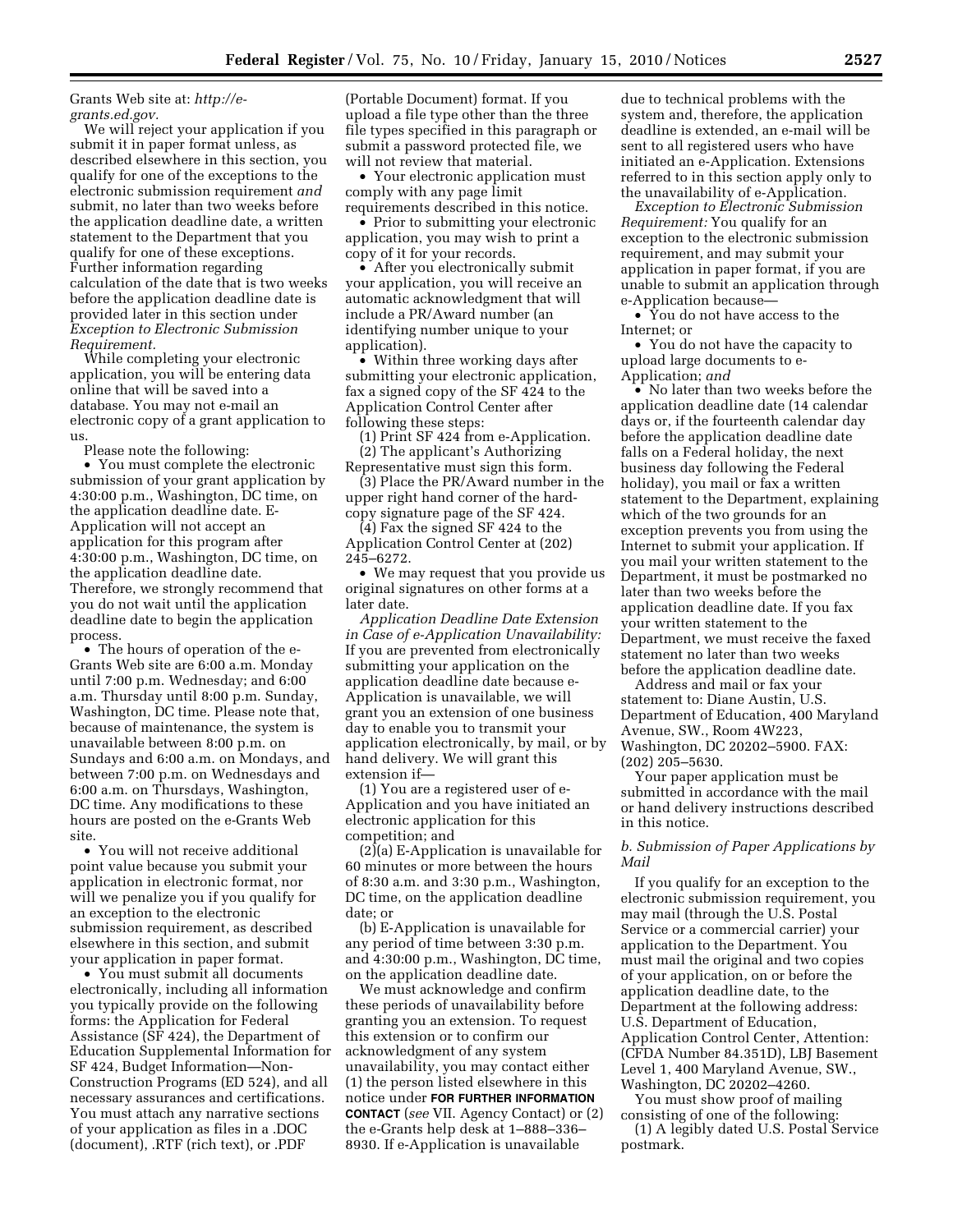Grants Web site at: *http://e-grants.ed.gov.*

We will reject your application if you submit it in paper format unless, as described elsewhere in this section, you qualify for one of the exceptions to the electronic submission requirement *and* submit, no later than two weeks before the application deadline date, a written statement to the Department that you qualify for one of these exceptions. Further information regarding calculation of the date that is two weeks before the application deadline date is provided later in this section under *Exception to Electronic Submission Requirement.*

While completing your electronic application, you will be entering data online that will be saved into a database. You may not e-mail an electronic copy of a grant application to us.

Please note the following:

- You must complete the electronic submission of your grant application by 4:30:00 p.m., Washington, DC time, on the application deadline date. E-Application will not accept an application for this program after 4:30:00 p.m., Washington, DC time, on the application deadline date. Therefore, we strongly recommend that you do not wait until the application deadline date to begin the application process.
- The hours of operation of the e-Grants Web site are 6:00 a.m. Monday until 7:00 p.m. Wednesday; and 6:00 a.m. Thursday until 8:00 p.m. Sunday, Washington, DC time. Please note that, because of maintenance, the system is unavailable between 8:00 p.m. on Sundays and 6:00 a.m. on Mondays, and between 7:00 p.m. on Wednesdays and 6:00 a.m. on Thursdays, Washington, DC time. Any modifications to these hours are posted on the e-Grants Web site.
- You will not receive additional point value because you submit your application in electronic format, nor will we penalize you if you qualify for an exception to the electronic submission requirement, as described elsewhere in this section, and submit your application in paper format.
- You must submit all documents electronically, including all information you typically provide on the following forms: the Application for Federal Assistance (SF 424), the Department of Education Supplemental Information for SF 424, Budget Information—Non-Construction Programs (ED 524), and all necessary assurances and certifications. You must attach any narrative sections of your application as files in a .DOC (document), .RTF (rich text), or .PDF (Portable Document) format. If you upload a file type other than the three file types specified in this paragraph or submit a password protected file, we will not review that material.
- Your electronic application must comply with any page limit requirements described in this notice.
- Prior to submitting your electronic application, you may wish to print a copy of it for your records.
- After you electronically submit your application, you will receive an automatic acknowledgment that will include a PR/Award number (an identifying number unique to your application).
- Within three working days after submitting your electronic application, fax a signed copy of the SF 424 to the Application Control Center after following these steps:

(1) Print SF 424 from e-Application.

(2) The applicant's Authorizing Representative must sign this form.

(3) Place the PR/Award number in the upper right hand corner of the hard-copy signature page of the SF 424.

(4) Fax the signed SF 424 to the Application Control Center at (202) 245–6272.

- We may request that you provide us original signatures on other forms at a later date.

*Application Deadline Date Extension in Case of e-Application Unavailability:* If you are prevented from electronically submitting your application on the application deadline date because e-Application is unavailable, we will grant you an extension of one business day to enable you to transmit your application electronically, by mail, or by hand delivery. We will grant this extension if—

(1) You are a registered user of e-Application and you have initiated an electronic application for this competition; and

(2)(a) E-Application is unavailable for 60 minutes or more between the hours of 8:30 a.m. and 3:30 p.m., Washington, DC time, on the application deadline date; or

(b) E-Application is unavailable for any period of time between 3:30 p.m. and 4:30:00 p.m., Washington, DC time, on the application deadline date.

We must acknowledge and confirm these periods of unavailability before granting you an extension. To request this extension or to confirm our acknowledgment of any system unavailability, you may contact either (1) the person listed elsewhere in this notice under **FOR FURTHER INFORMATION CONTACT** (*see* VII. Agency Contact) or (2) the e-Grants help desk at 1–888–336–8930. If e-Application is unavailable due to technical problems with the system and, therefore, the application deadline is extended, an e-mail will be sent to all registered users who have initiated an e-Application. Extensions referred to in this section apply only to the unavailability of e-Application.

*Exception to Electronic Submission Requirement:* You qualify for an exception to the electronic submission requirement, and may submit your application in paper format, if you are unable to submit an application through e-Application because—

- You do not have access to the Internet; or
- You do not have the capacity to upload large documents to e-Application; *and*
- No later than two weeks before the application deadline date (14 calendar days or, if the fourteenth calendar day before the application deadline date falls on a Federal holiday, the next business day following the Federal holiday), you mail or fax a written statement to the Department, explaining which of the two grounds for an exception prevents you from using the Internet to submit your application. If you mail your written statement to the Department, it must be postmarked no later than two weeks before the application deadline date. If you fax your written statement to the Department, we must receive the faxed statement no later than two weeks before the application deadline date.

Address and mail or fax your statement to: Diane Austin, U.S. Department of Education, 400 Maryland Avenue, SW., Room 4W223, Washington, DC 20202–5900. FAX: (202) 205–5630.

Your paper application must be submitted in accordance with the mail or hand delivery instructions described in this notice.

*b. Submission of Paper Applications by Mail*

If you qualify for an exception to the electronic submission requirement, you may mail (through the U.S. Postal Service or a commercial carrier) your application to the Department. You must mail the original and two copies of your application, on or before the application deadline date, to the Department at the following address: U.S. Department of Education, Application Control Center, Attention: (CFDA Number 84.351D), LBJ Basement Level 1, 400 Maryland Avenue, SW., Washington, DC 20202–4260.

You must show proof of mailing consisting of one of the following:

(1) A legibly dated U.S. Postal Service postmark.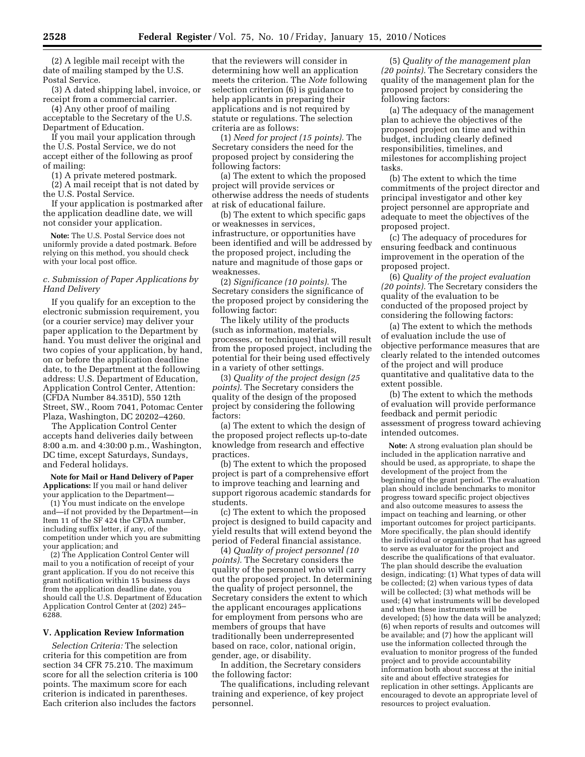(2) A legible mail receipt with the date of mailing stamped by the U.S. Postal Service.

(3) A dated shipping label, invoice, or receipt from a commercial carrier.

(4) Any other proof of mailing acceptable to the Secretary of the U.S. Department of Education.

If you mail your application through the U.S. Postal Service, we do not accept either of the following as proof of mailing:

(1) A private metered postmark.

(2) A mail receipt that is not dated by the U.S. Postal Service.

If your application is postmarked after the application deadline date, we will not consider your application.

**Note:** The U.S. Postal Service does not uniformly provide a dated postmark. Before relying on this method, you should check with your local post office.

*c. Submission of Paper Applications by Hand Delivery*

If you qualify for an exception to the electronic submission requirement, you (or a courier service) may deliver your paper application to the Department by hand. You must deliver the original and two copies of your application, by hand, on or before the application deadline date, to the Department at the following address: U.S. Department of Education, Application Control Center, Attention: (CFDA Number 84.351D), 550 12th Street, SW., Room 7041, Potomac Center Plaza, Washington, DC 20202–4260.

The Application Control Center accepts hand deliveries daily between 8:00 a.m. and 4:30:00 p.m., Washington, DC time, except Saturdays, Sundays, and Federal holidays.

**Note for Mail or Hand Delivery of Paper Applications:** If you mail or hand deliver your application to the Department—

(1) You must indicate on the envelope and—if not provided by the Department—in Item 11 of the SF 424 the CFDA number, including suffix letter, if any, of the competition under which you are submitting your application; and

(2) The Application Control Center will mail to you a notification of receipt of your grant application. If you do not receive this grant notification within 15 business days from the application deadline date, you should call the U.S. Department of Education Application Control Center at (202) 245–6288.

## V. Application Review Information

*Selection Criteria:* The selection criteria for this competition are from section 34 CFR 75.210. The maximum score for all the selection criteria is 100 points. The maximum score for each criterion is indicated in parentheses. Each criterion also includes the factors that the reviewers will consider in determining how well an application meets the criterion. The *Note* following selection criterion (6) is guidance to help applicants in preparing their applications and is not required by statute or regulations. The selection criteria are as follows:

(1) *Need for project (15 points).* The Secretary considers the need for the proposed project by considering the following factors:

(a) The extent to which the proposed project will provide services or otherwise address the needs of students at risk of educational failure.

(b) The extent to which specific gaps or weaknesses in services, infrastructure, or opportunities have been identified and will be addressed by the proposed project, including the nature and magnitude of those gaps or weaknesses.

(2) *Significance (10 points).* The Secretary considers the significance of the proposed project by considering the following factor:

The likely utility of the products (such as information, materials, processes, or techniques) that will result from the proposed project, including the potential for their being used effectively in a variety of other settings.

(3) *Quality of the project design (25 points).* The Secretary considers the quality of the design of the proposed project by considering the following factors:

(a) The extent to which the design of the proposed project reflects up-to-date knowledge from research and effective practices.

(b) The extent to which the proposed project is part of a comprehensive effort to improve teaching and learning and support rigorous academic standards for students.

(c) The extent to which the proposed project is designed to build capacity and yield results that will extend beyond the period of Federal financial assistance.

(4) *Quality of project personnel (10 points).* The Secretary considers the quality of the personnel who will carry out the proposed project. In determining the quality of project personnel, the Secretary considers the extent to which the applicant encourages applications for employment from persons who are members of groups that have traditionally been underrepresented based on race, color, national origin, gender, age, or disability.

In addition, the Secretary considers the following factor:

The qualifications, including relevant training and experience, of key project personnel.

(5) *Quality of the management plan (20 points).* The Secretary considers the quality of the management plan for the proposed project by considering the following factors:

(a) The adequacy of the management plan to achieve the objectives of the proposed project on time and within budget, including clearly defined responsibilities, timelines, and milestones for accomplishing project tasks.

(b) The extent to which the time commitments of the project director and principal investigator and other key project personnel are appropriate and adequate to meet the objectives of the proposed project.

(c) The adequacy of procedures for ensuring feedback and continuous improvement in the operation of the proposed project.

(6) *Quality of the project evaluation (20 points).* The Secretary considers the quality of the evaluation to be conducted of the proposed project by considering the following factors:

(a) The extent to which the methods of evaluation include the use of objective performance measures that are clearly related to the intended outcomes of the project and will produce quantitative and qualitative data to the extent possible.

(b) The extent to which the methods of evaluation will provide performance feedback and permit periodic assessment of progress toward achieving intended outcomes.

**Note:** A strong evaluation plan should be included in the application narrative and should be used, as appropriate, to shape the development of the project from the beginning of the grant period. The evaluation plan should include benchmarks to monitor progress toward specific project objectives and also outcome measures to assess the impact on teaching and learning, or other important outcomes for project participants. More specifically, the plan should identify the individual or organization that has agreed to serve as evaluator for the project and describe the qualifications of that evaluator. The plan should describe the evaluation design, indicating: (1) What types of data will be collected; (2) when various types of data will be collected; (3) what methods will be used; (4) what instruments will be developed and when these instruments will be developed; (5) how the data will be analyzed; (6) when reports of results and outcomes will be available; and (7) how the applicant will use the information collected through the evaluation to monitor progress of the funded project and to provide accountability information both about success at the initial site and about effective strategies for replication in other settings. Applicants are encouraged to devote an appropriate level of resources to project evaluation.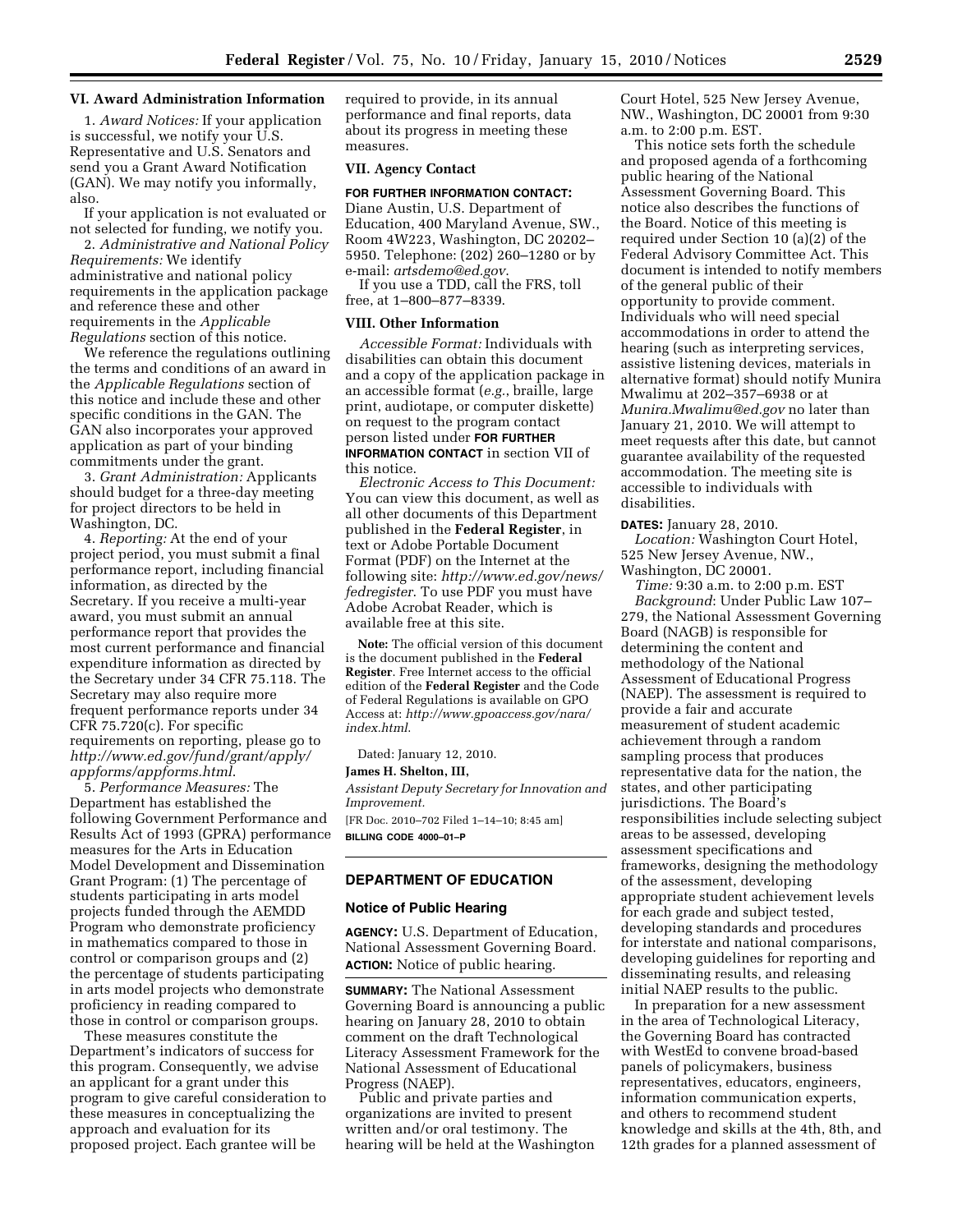### VI. Award Administration Information

1. *Award Notices:* If your application is successful, we notify your U.S. Representative and U.S. Senators and send you a Grant Award Notification (GAN). We may notify you informally, also.

If your application is not evaluated or not selected for funding, we notify you.

2. *Administrative and National Policy Requirements:* We identify administrative and national policy requirements in the application package and reference these and other requirements in the *Applicable Regulations* section of this notice.

We reference the regulations outlining the terms and conditions of an award in the *Applicable Regulations* section of this notice and include these and other specific conditions in the GAN. The GAN also incorporates your approved application as part of your binding commitments under the grant.

3. *Grant Administration:* Applicants should budget for a three-day meeting for project directors to be held in Washington, DC.

4. *Reporting:* At the end of your project period, you must submit a final performance report, including financial information, as directed by the Secretary. If you receive a multi-year award, you must submit an annual performance report that provides the most current performance and financial expenditure information as directed by the Secretary under 34 CFR 75.118. The Secretary may also require more frequent performance reports under 34 CFR 75.720(c). For specific requirements on reporting, please go to *http://www.ed.gov/fund/grant/apply/appforms/appforms.html*.

5. *Performance Measures:* The Department has established the following Government Performance and Results Act of 1993 (GPRA) performance measures for the Arts in Education Model Development and Dissemination Grant Program: (1) The percentage of students participating in arts model projects funded through the AEMDD Program who demonstrate proficiency in mathematics compared to those in control or comparison groups and (2) the percentage of students participating in arts model projects who demonstrate proficiency in reading compared to those in control or comparison groups.

These measures constitute the Department's indicators of success for this program. Consequently, we advise an applicant for a grant under this program to give careful consideration to these measures in conceptualizing the approach and evaluation for its proposed project. Each grantee will be required to provide, in its annual performance and final reports, data about its progress in meeting these measures.

### VII. Agency Contact

**FOR FURTHER INFORMATION CONTACT:** Diane Austin, U.S. Department of Education, 400 Maryland Avenue, SW., Room 4W223, Washington, DC 20202–5950. Telephone: (202) 260–1280 or by e-mail: *artsdemo@ed.gov*.

If you use a TDD, call the FRS, toll free, at 1–800–877–8339.

### VIII. Other Information

*Accessible Format:* Individuals with disabilities can obtain this document and a copy of the application package in an accessible format (*e.g.*, braille, large print, audiotape, or computer diskette) on request to the program contact person listed under **FOR FURTHER INFORMATION CONTACT** in section VII of this notice.

*Electronic Access to This Document:* You can view this document, as well as all other documents of this Department published in the **Federal Register**, in text or Adobe Portable Document Format (PDF) on the Internet at the following site: *http://www.ed.gov/news/fedregister*. To use PDF you must have Adobe Acrobat Reader, which is available free at this site.

**Note:** The official version of this document is the document published in the **Federal Register**. Free Internet access to the official edition of the **Federal Register** and the Code of Federal Regulations is available on GPO Access at: *http://www.gpoaccess.gov/nara/index.html*.

Dated: January 12, 2010.

**James H. Shelton, III,**

*Assistant Deputy Secretary for Innovation and Improvement.*

[FR Doc. 2010–702 Filed 1–14–10; 8:45 am]

**BILLING CODE 4000–01–P**

---

## DEPARTMENT OF EDUCATION

### Notice of Public Hearing

**AGENCY:** U.S. Department of Education, National Assessment Governing Board.

**ACTION:** Notice of public hearing.

**SUMMARY:** The National Assessment Governing Board is announcing a public hearing on January 28, 2010 to obtain comment on the draft Technological Literacy Assessment Framework for the National Assessment of Educational Progress (NAEP).

Public and private parties and organizations are invited to present written and/or oral testimony. The hearing will be held at the Washington Court Hotel, 525 New Jersey Avenue, NW., Washington, DC 20001 from 9:30 a.m. to 2:00 p.m. EST.

This notice sets forth the schedule and proposed agenda of a forthcoming public hearing of the National Assessment Governing Board. This notice also describes the functions of the Board. Notice of this meeting is required under Section 10 (a)(2) of the Federal Advisory Committee Act. This document is intended to notify members of the general public of their opportunity to provide comment. Individuals who will need special accommodations in order to attend the hearing (such as interpreting services, assistive listening devices, materials in alternative format) should notify Munira Mwalimu at 202–357–6938 or at *Munira.Mwalimu@ed.gov* no later than January 21, 2010. We will attempt to meet requests after this date, but cannot guarantee availability of the requested accommodation. The meeting site is accessible to individuals with disabilities.

**DATES:** January 28, 2010.

*Location:* Washington Court Hotel, 525 New Jersey Avenue, NW., Washington, DC 20001.

*Time:* 9:30 a.m. to 2:00 p.m. EST

*Background*: Under Public Law 107–279, the National Assessment Governing Board (NAGB) is responsible for determining the content and methodology of the National Assessment of Educational Progress (NAEP). The assessment is required to provide a fair and accurate measurement of student academic achievement through a random sampling process that produces representative data for the nation, the states, and other participating jurisdictions. The Board's responsibilities include selecting subject areas to be assessed, developing assessment specifications and frameworks, designing the methodology of the assessment, developing appropriate student achievement levels for each grade and subject tested, developing standards and procedures for interstate and national comparisons, developing guidelines for reporting and disseminating results, and releasing initial NAEP results to the public.

In preparation for a new assessment in the area of Technological Literacy, the Governing Board has contracted with WestEd to convene broad-based panels of policymakers, business representatives, educators, engineers, information communication experts, and others to recommend student knowledge and skills at the 4th, 8th, and 12th grades for a planned assessment of